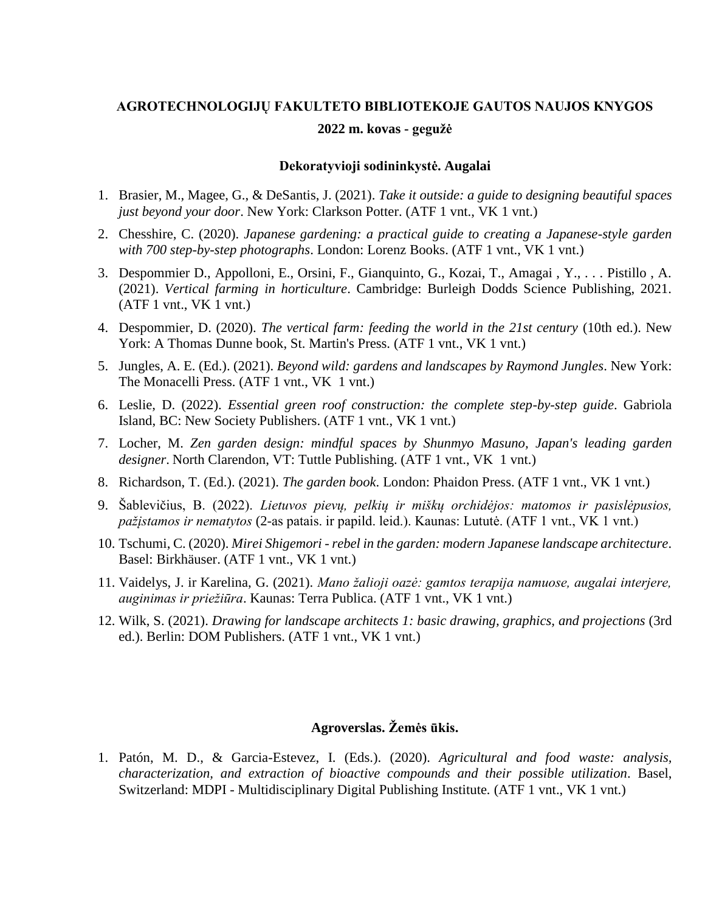# AGROTECHNOLOGIJŲ FAKULTETO BIBLIOTEKOJE GAUTOS NAUJOS KNYGOS

## 2022 m. kovas - gegužė

### Dekoratyvioji sodininkystė. Augalai

1. Brasier, M., Magee, G., & DeSantis, J. (2021). *Take it outside: a guide to designing beautiful spaces just beyond your door*. New York: Clarkson Potter. (ATF 1 vnt., VK 1 vnt.)
2. Chesshire, C. (2020). *Japanese gardening: a practical guide to creating a Japanese-style garden with 700 step-by-step photographs*. London: Lorenz Books. (ATF 1 vnt., VK 1 vnt.)
3. Despommier D., Appolloni, E., Orsini, F., Gianquinto, G., Kozai, T., Amagai , Y., . . . Pistillo , A. (2021). *Vertical farming in horticulture*. Cambridge: Burleigh Dodds Science Publishing, 2021. (ATF 1 vnt., VK 1 vnt.)
4. Despommier, D. (2020). *The vertical farm: feeding the world in the 21st century* (10th ed.). New York: A Thomas Dunne book, St. Martin's Press. (ATF 1 vnt., VK 1 vnt.)
5. Jungles, A. E. (Ed.). (2021). *Beyond wild: gardens and landscapes by Raymond Jungles*. New York: The Monacelli Press. (ATF 1 vnt., VK 1 vnt.)
6. Leslie, D. (2022). *Essential green roof construction: the complete step-by-step guide*. Gabriola Island, BC: New Society Publishers. (ATF 1 vnt., VK 1 vnt.)
7. Locher, M. *Zen garden design: mindful spaces by Shunmyo Masuno, Japan's leading garden designer*. North Clarendon, VT: Tuttle Publishing. (ATF 1 vnt., VK 1 vnt.)
8. Richardson, T. (Ed.). (2021). *The garden book*. London: Phaidon Press. (ATF 1 vnt., VK 1 vnt.)
9. Šablevičius, B. (2022). *Lietuvos pievų, pelkių ir miškų orchidėjos: matomos ir pasislėpusios, pažįstamos ir nematytos* (2-as patais. ir papild. leid.). Kaunas: Lututė. (ATF 1 vnt., VK 1 vnt.)
10. Tschumi, C. (2020). *Mirei Shigemori - rebel in the garden: modern Japanese landscape architecture*. Basel: Birkhäuser. (ATF 1 vnt., VK 1 vnt.)
11. Vaidelys, J. ir Karelina, G. (2021). *Mano žalioji oazė: gamtos terapija namuose, augalai interjere, auginimas ir priežiūra*. Kaunas: Terra Publica. (ATF 1 vnt., VK 1 vnt.)
12. Wilk, S. (2021). *Drawing for landscape architects 1: basic drawing, graphics, and projections* (3rd ed.). Berlin: DOM Publishers. (ATF 1 vnt., VK 1 vnt.)

### Agroverslas. Žemės ūkis.

1. Patón, M. D., & Garcia-Estevez, I. (Eds.). (2020). *Agricultural and food waste: analysis, characterization, and extraction of bioactive compounds and their possible utilization*. Basel, Switzerland: MDPI - Multidisciplinary Digital Publishing Institute. (ATF 1 vnt., VK 1 vnt.)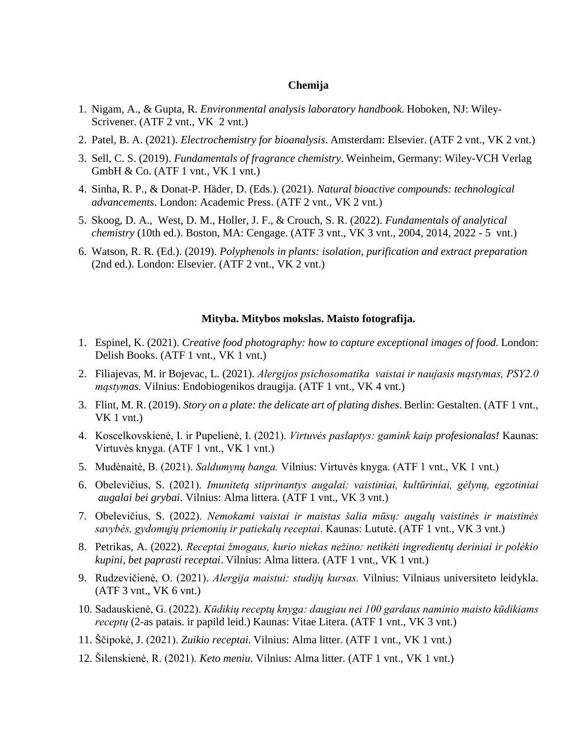**Chemija**

1. Nigam, A., & Gupta, R. *Environmental analysis laboratory handbook.* Hoboken, NJ: Wiley-Scrivener. (ATF 2 vnt., VK 2 vnt.)
2. Patel, B. A. (2021). *Electrochemistry for bioanalysis*. Amsterdam: Elsevier. (ATF 2 vnt., VK 2 vnt.)
3. Sell, C. S. (2019). *Fundamentals of fragrance chemistry*. Weinheim, Germany: Wiley-VCH Verlag GmbH & Co. (ATF 1 vnt., VK 1 vnt.)
4. Sinha, R. P., & Donat-P. Häder, D. (Eds.). (2021). *Natural bioactive compounds: technological advancements*. London: Academic Press. (ATF 2 vnt., VK 2 vnt.)
5. Skoog, D. A., West, D. M., Holler, J. F., & Crouch, S. R. (2022). *Fundamentals of analytical chemistry* (10th ed.). Boston, MA: Cengage. (ATF 3 vnt., VK 3 vnt., 2004, 2014, 2022 - 5 vnt.)
6. Watson, R. R. (Ed.). (2019). *Polyphenols in plants: isolation, purification and extract preparation* (2nd ed.). London: Elsevier. (ATF 2 vnt., VK 2 vnt.)

**Mityba. Mitybos mokslas. Maisto fotografija.**

1. Espinel, K. (2021). *Creative food photography: how to capture exceptional images of food.* London: Delish Books. (ATF 1 vnt., VK 1 vnt.)
2. Filiajevas, M. ir Bojevac, L. (2021). *Alergijos psichosomatika vaistai ir naujasis mąstymas, PSY2.0 mąstymas.* Vilnius: Endobiogenikos draugija. (ATF 1 vnt., VK 4 vnt.)
3. Flint, M. R. (2019). *Story on a plate: the delicate art of plating dishes*. Berlin: Gestalten. (ATF 1 vnt., VK 1 vnt.)
4. Koscelkovskienė, I. ir Pupelienė, I. (2021). *Virtuvės paslaptys: gamink kaip profesionalas!* Kaunas: Virtuvės knyga. (ATF 1 vnt., VK 1 vnt.)
5. Mudėnaitė, B. (2021). *Saldumynų banga.* Vilnius: Virtuvės knyga. (ATF 1 vnt., VK 1 vnt.)
6. Obelevičius, S. (2021). *Imunitetą stiprinantys augalai: vaistiniai, kultūriniai, gėlynų, egzotiniai augalai bei grybai*. Vilnius: Alma littera. (ATF 1 vnt., VK 3 vnt.)
7. Obelevičius, S. (2022). *Nemokami vaistai ir maistas šalia mūsų: augalų vaistinės ir maistinės savybės, gydomųjų priemonių ir patiekalų receptai*. Kaunas: Lututė. (ATF 1 vnt., VK 3 vnt.)
8. Petrikas, A. (2022). *Receptai žmogaus, kurio niekas nežino: netikėti ingredientų deriniai ir polėkio kupini, bet paprasti receptai*. Vilnius: Alma littera. (ATF 1 vnt., VK 1 vnt.)
9. Rudzevičienė, O. (2021). *Alergija maistui: studijų kursas.* Vilnius: Vilniaus universiteto leidykla. (ATF 3 vnt., VK 6 vnt.)
10. Sadauskienė, G. (2022). *Kūdikių receptų knyga: daugiau nei 100 gardaus naminio maisto kūdikiams receptų* (2-as patais. ir papild leid.) Kaunas: Vitae Litera. (ATF 1 vnt., VK 3 vnt.)
11. Ščipokė, J. (2021). *Zuikio receptai.* Vilnius: Alma litter. (ATF 1 vnt., VK 1 vnt.)
12. Šilenskienė, R. (2021). *Keto meniu*. Vilnius: Alma litter. (ATF 1 vnt., VK 1 vnt.)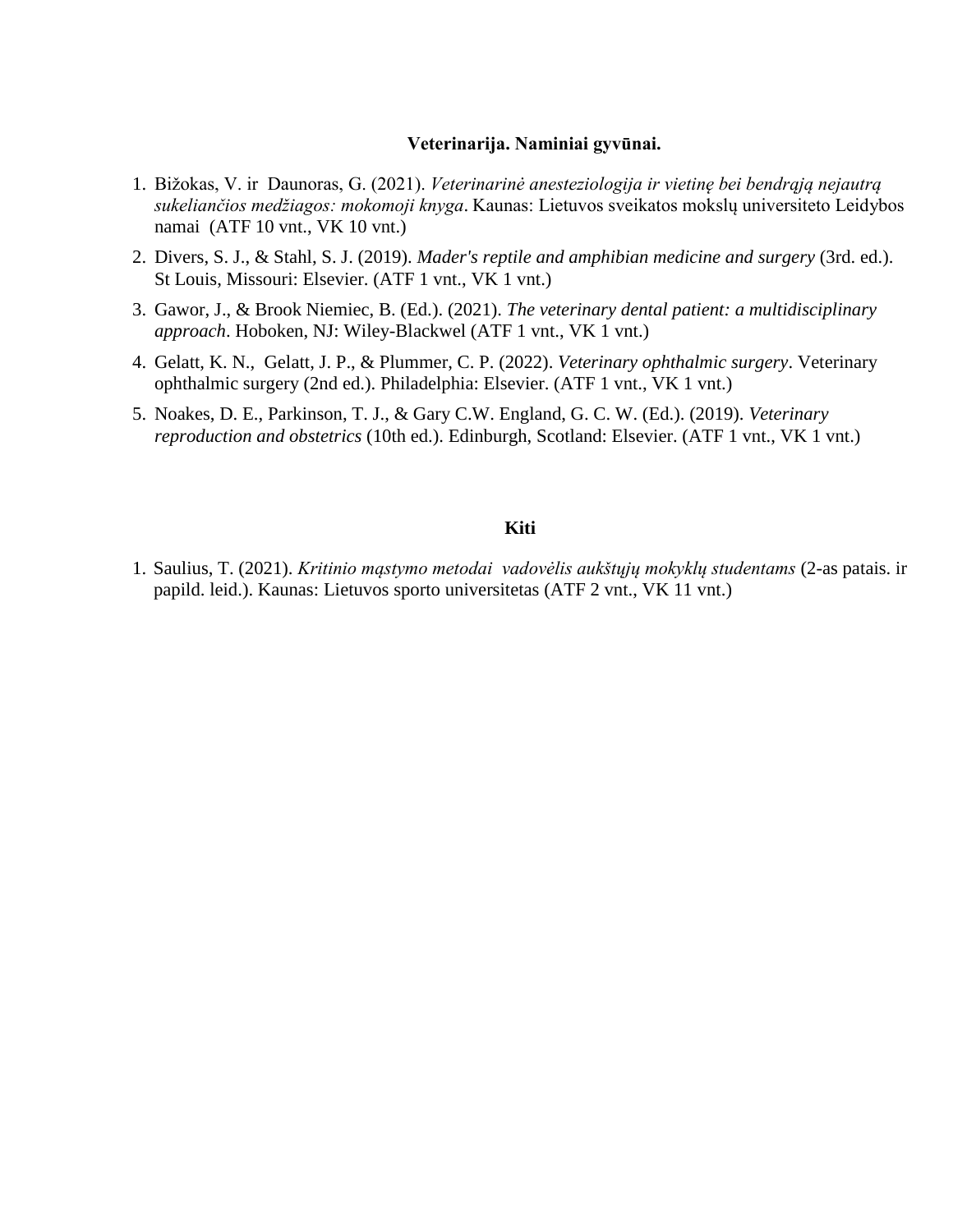**Veterinarija. Naminiai gyvūnai.**

1. Božokas, V. ir  Daunoras, G. (2021). *Veterinarinė anesteziologija ir vietinę bei bendrąją nejautrą sukeliančios medžiagos: mokomoji knyga*. Kaunas: Lietuvos sveikatos mokslų universiteto Leidybos namai  (ATF 10 vnt., VK 10 vnt.)
2. Divers, S. J., & Stahl, S. J. (2019). *Mader's reptile and amphibian medicine and surgery* (3rd. ed.). St Louis, Missouri: Elsevier. (ATF 1 vnt., VK 1 vnt.)
3. Gawor, J., & Brook Niemiec, B. (Ed.). (2021). *The veterinary dental patient: a multidisciplinary approach*. Hoboken, NJ: Wiley-Blackwel (ATF 1 vnt., VK 1 vnt.)
4. Gelatt, K. N.,  Gelatt, J. P., & Plummer, C. P. (2022). *Veterinary ophthalmic surgery*. Veterinary ophthalmic surgery (2nd ed.). Philadelphia: Elsevier. (ATF 1 vnt., VK 1 vnt.)
5. Noakes, D. E., Parkinson, T. J., & Gary C.W. England, G. C. W. (Ed.). (2019). *Veterinary reproduction and obstetrics* (10th ed.). Edinburgh, Scotland: Elsevier. (ATF 1 vnt., VK 1 vnt.)

**Kiti**

1. Saulius, T. (2021). *Kritinio mąstymo metodai  vadovėlis aukštųjų mokyklų studentams* (2-as patais. ir papild. leid.). Kaunas: Lietuvos sporto universitetas (ATF 2 vnt., VK 11 vnt.)